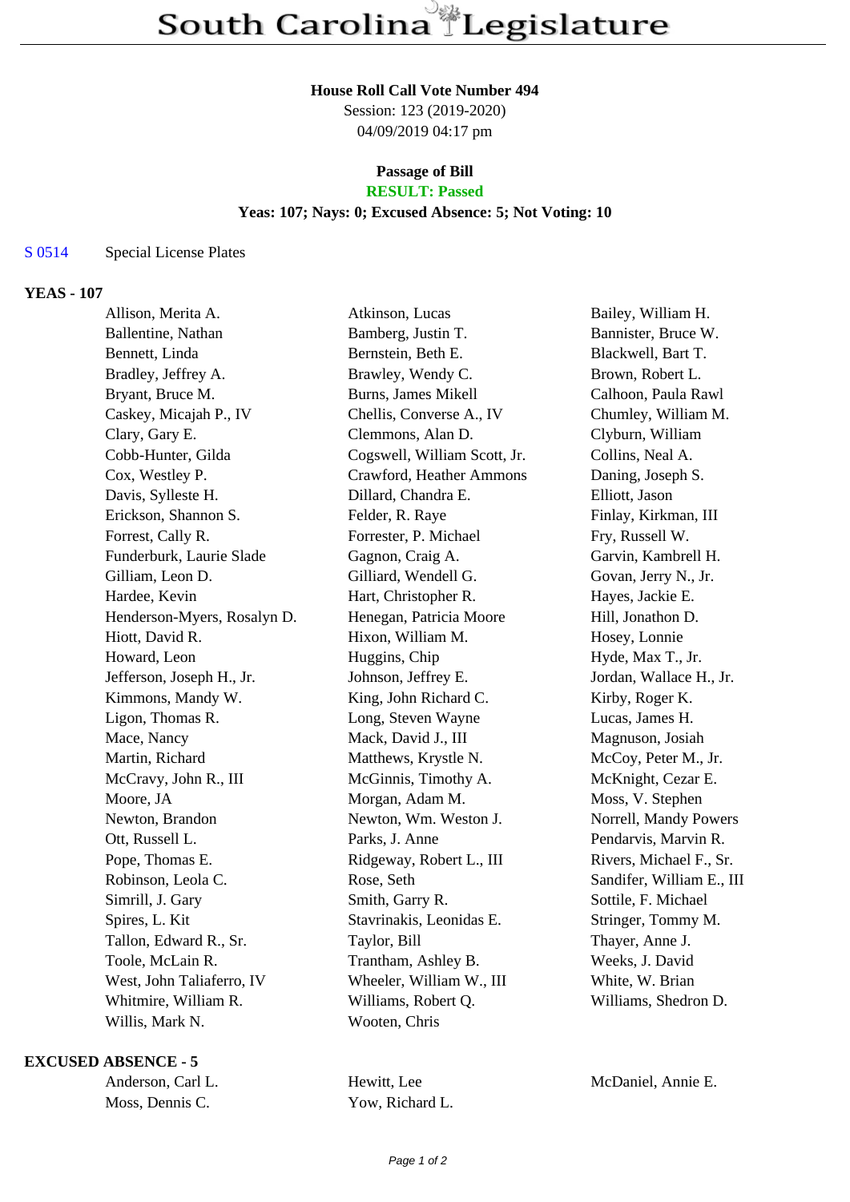# South Carolina Legislature

**House Roll Call Vote Number 494**
Session: 123 (2019-2020)
04/09/2019 04:17 pm

**Passage of Bill**
**RESULT: Passed**
**Yeas: 107; Nays: 0; Excused Absence: 5; Not Voting: 10**

S 0514 Special License Plates

## YEAS - 107

| | | |
|---|---|---|
| Allison, Merita A. | Atkinson, Lucas | Bailey, William H. |
| Ballentine, Nathan | Bamberg, Justin T. | Bannister, Bruce W. |
| Bennett, Linda | Bernstein, Beth E. | Blackwell, Bart T. |
| Bradley, Jeffrey A. | Brawley, Wendy C. | Brown, Robert L. |
| Bryant, Bruce M. | Burns, James Mikell | Calhoon, Paula Rawl |
| Caskey, Micajah P., IV | Chellis, Converse A., IV | Chumley, William M. |
| Clary, Gary E. | Clemmons, Alan D. | Clyburn, William |
| Cobb-Hunter, Gilda | Cogswell, William Scott, Jr. | Collins, Neal A. |
| Cox, Westley P. | Crawford, Heather Ammons | Daning, Joseph S. |
| Davis, Sylleste H. | Dillard, Chandra E. | Elliott, Jason |
| Erickson, Shannon S. | Felder, R. Raye | Finlay, Kirkman, III |
| Forrest, Cally R. | Forrester, P. Michael | Fry, Russell W. |
| Funderburk, Laurie Slade | Gagnon, Craig A. | Garvin, Kambrell H. |
| Gilliam, Leon D. | Gilliard, Wendell G. | Govan, Jerry N., Jr. |
| Hardee, Kevin | Hart, Christopher R. | Hayes, Jackie E. |
| Henderson-Myers, Rosalyn D. | Henegan, Patricia Moore | Hill, Jonathon D. |
| Hiott, David R. | Hixon, William M. | Hosey, Lonnie |
| Howard, Leon | Huggins, Chip | Hyde, Max T., Jr. |
| Jefferson, Joseph H., Jr. | Johnson, Jeffrey E. | Jordan, Wallace H., Jr. |
| Kimmons, Mandy W. | King, John Richard C. | Kirby, Roger K. |
| Ligon, Thomas R. | Long, Steven Wayne | Lucas, James H. |
| Mace, Nancy | Mack, David J., III | Magnuson, Josiah |
| Martin, Richard | Matthews, Krystle N. | McCoy, Peter M., Jr. |
| McCravy, John R., III | McGinnis, Timothy A. | McKnight, Cezar E. |
| Moore, JA | Morgan, Adam M. | Moss, V. Stephen |
| Newton, Brandon | Newton, Wm. Weston J. | Norrell, Mandy Powers |
| Ott, Russell L. | Parks, J. Anne | Pendarvis, Marvin R. |
| Pope, Thomas E. | Ridgeway, Robert L., III | Rivers, Michael F., Sr. |
| Robinson, Leola C. | Rose, Seth | Sandifer, William E., III |
| Simrill, J. Gary | Smith, Garry R. | Sottile, F. Michael |
| Spires, L. Kit | Stavrinakis, Leonidas E. | Stringer, Tommy M. |
| Tallon, Edward R., Sr. | Taylor, Bill | Thayer, Anne J. |
| Toole, McLain R. | Trantham, Ashley B. | Weeks, J. David |
| West, John Taliaferro, IV | Wheeler, William W., III | White, W. Brian |
| Whitmire, William R. | Williams, Robert Q. | Williams, Shedron D. |
| Willis, Mark N. | Wooten, Chris | |

## EXCUSED ABSENCE - 5

| | | |
|---|---|---|
| Anderson, Carl L. | Hewitt, Lee | McDaniel, Annie E. |
| Moss, Dennis C. | Yow, Richard L. | |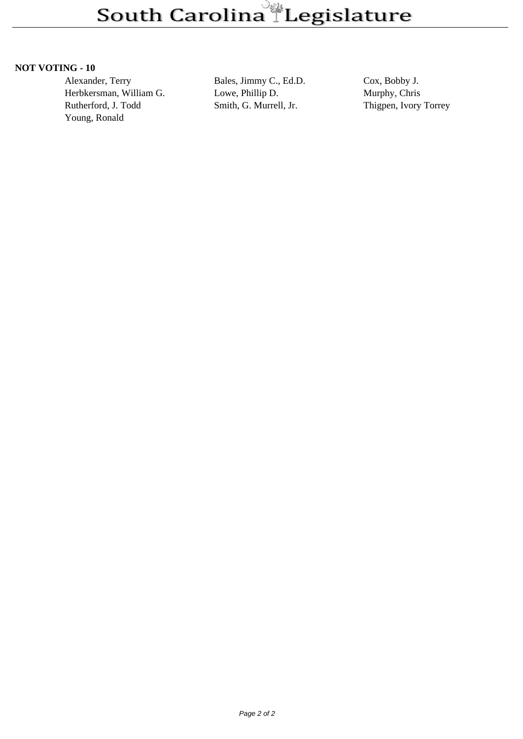**NOT VOTING - 10**

| | | |
|---|---|---|
| Alexander, Terry | Bales, Jimmy C., Ed.D. | Cox, Bobby J. |
| Herbkersman, William G. | Lowe, Phillip D. | Murphy, Chris |
| Rutherford, J. Todd | Smith, G. Murrell, Jr. | Thigpen, Ivory Torrey |
| Young, Ronald | | |